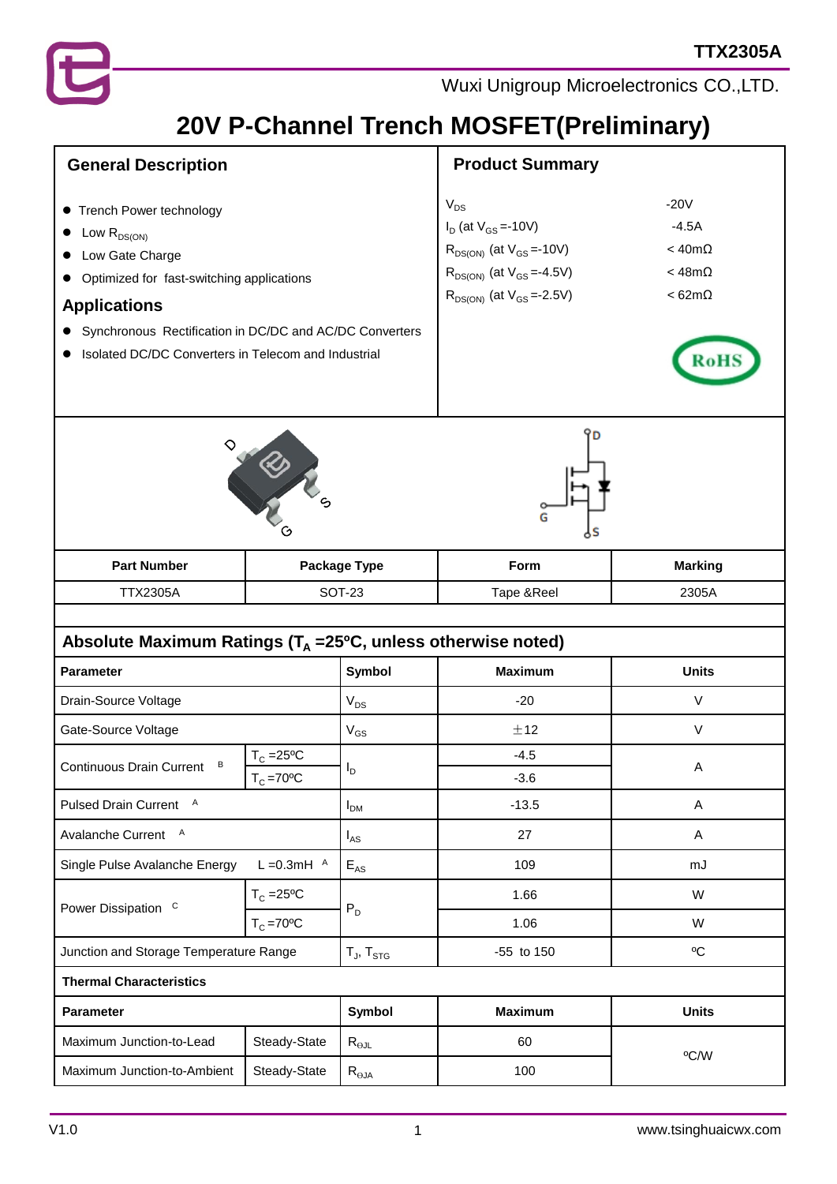TTX2305A

Wuxi Unigroup Microelectronics CO.,LTD.

# 20V P-Channel Trench MOSFET(Preliminary)

## General Description

- Trench Power technology
- Low $R_{DS(ON)}$
- Low Gate Charge
- Optimized for fast-switching applications

## Applications

- Synchronous Rectification in DC/DC and AC/DC Converters
- Isolated DC/DC Converters in Telecom and Industrial

## Product Summary

| | |
|---|---|
| $V_{DS}$ | -20V |
| $I_D$ (at $V_{GS}$=-10V) | -4.5A |
| $R_{DS(ON)}$ (at $V_{GS}$=-10V) | < 40mΩ |
| $R_{DS(ON)}$ (at $V_{GS}$=-4.5V) | < 48mΩ |
| $R_{DS(ON)}$ (at $V_{GS}$=-2.5V) | < 62mΩ |

RoHS

| Part Number | Package Type | Form | Marking |
|---|---|---|---|
| TTX2305A | SOT-23 | Tape &Reel | 2305A |

## Absolute Maximum Ratings ($T_A$ =25ºC, unless otherwise noted)

| Parameter | | Symbol | Maximum | Units |
|---|---|---|---|---|
| Drain-Source Voltage | | $V_{DS}$ | -20 | V |
| Gate-Source Voltage | | $V_{GS}$ | ±12 | V |
| Continuous Drain Current [B] | $T_C$ =25ºC | $I_D$ | -4.5 | A |
| | $T_C$ =70ºC | | -3.6 | |
| Pulsed Drain Current [A] | | $I_{DM}$ | -13.5 | A |
| Avalanche Current [A] | | $I_{AS}$ | 27 | A |
| Single Pulse Avalanche Energy | L =0.3mH [A] | $E_{AS}$ | 109 | mJ |
| Power Dissipation [C] | $T_C$ =25ºC | $P_D$ | 1.66 | W |
| | $T_C$ =70ºC | | 1.06 | W |
| Junction and Storage Temperature Range | | $T_J$, $T_{STG}$ | -55 to 150 | ºC |

### Thermal Characteristics

| Parameter | | Symbol | Maximum | Units |
|---|---|---|---|---|
| Maximum Junction-to-Lead | Steady-State | $R_{\theta JL}$ | 60 | ºC/W |
| Maximum Junction-to-Ambient | Steady-State | $R_{\theta JA}$ | 100 | |

V1.0 www.tsinghuaicwx.com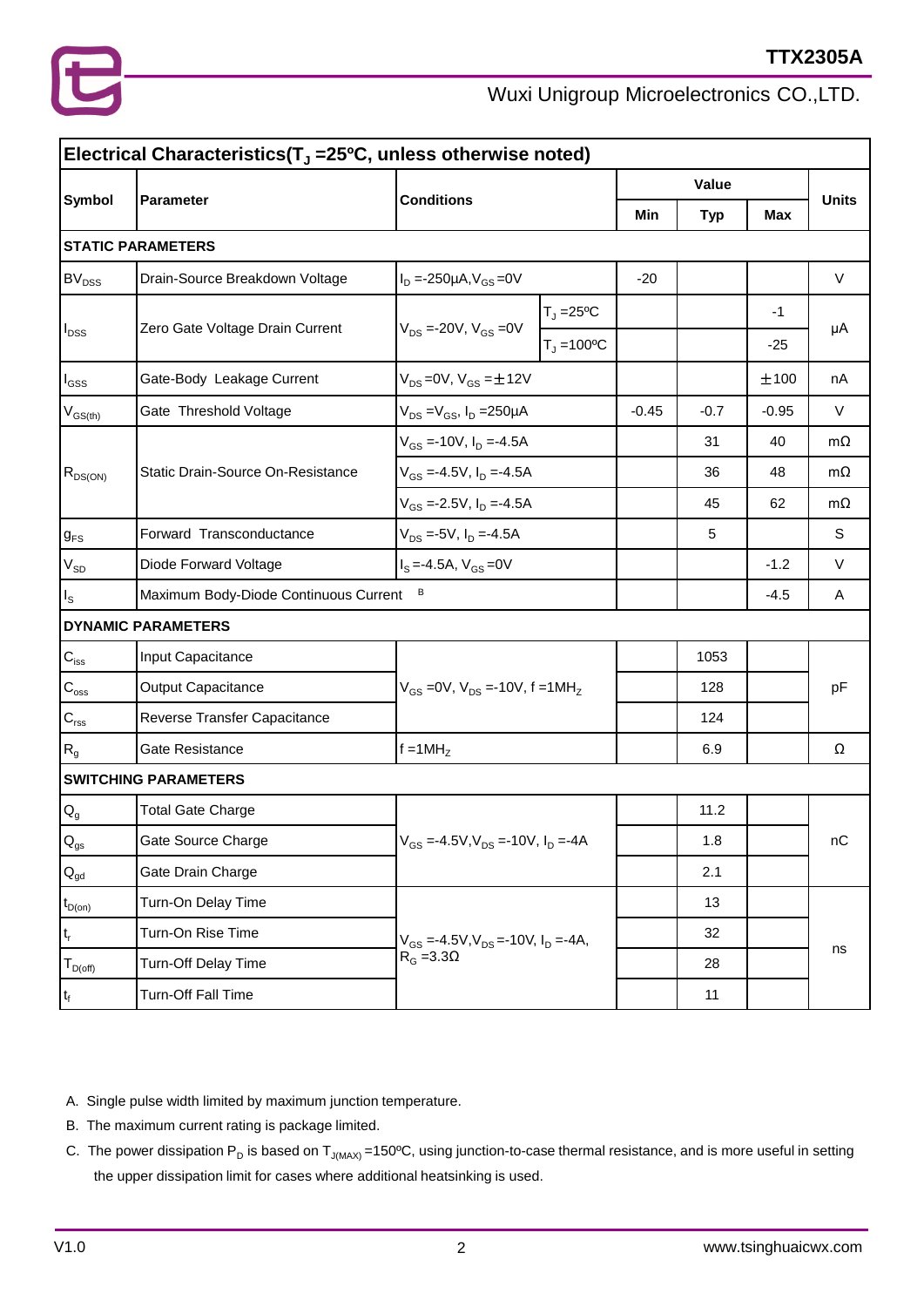## Electrical Characteristics($T_J$ =25ºC, unless otherwise noted)

| Symbol | Parameter | Conditions | | Min | Typ | Max | Units |
|---|---|---|---|---|---|---|---|
| **STATIC PARAMETERS** | | | | | | | |
| $BV_{DSS}$ | Drain-Source Breakdown Voltage | $I_D$ =-250µA, $V_{GS}$ =0V | | -20 | | | V |
| $I_{DSS}$ | Zero Gate Voltage Drain Current | $V_{DS}$ =-20V, $V_{GS}$ =0V | $T_J$ =25ºC | | | -1 | µA |
| | | | $T_J$ =100ºC | | | -25 | |
| $I_{GSS}$ | Gate-Body Leakage Current | $V_{DS}$ =0V, $V_{GS}$ =±12V | | | | ±100 | nA |
| $V_{GS(th)}$ | Gate Threshold Voltage | $V_{DS}$ =$V_{GS}$, $I_D$ =250µA | | -0.45 | -0.7 | -0.95 | V |
| $R_{DS(ON)}$ | Static Drain-Source On-Resistance | $V_{GS}$ =-10V, $I_D$ =-4.5A | | | 31 | 40 | mΩ |
| | | $V_{GS}$ =-4.5V, $I_D$ =-4.5A | | | 36 | 48 | mΩ |
| | | $V_{GS}$ =-2.5V, $I_D$ =-4.5A | | | 45 | 62 | mΩ |
| $g_{FS}$ | Forward Transconductance | $V_{DS}$ =-5V, $I_D$ =-4.5A | | | 5 | | S |
| $V_{SD}$ | Diode Forward Voltage | $I_S$ =-4.5A, $V_{GS}$ =0V | | | | -1.2 | V |
| $I_S$ | Maximum Body-Diode Continuous Current B | | | | | -4.5 | A |
| **DYNAMIC PARAMETERS** | | | | | | | |
| $C_{iss}$ | Input Capacitance | $V_{GS}$ =0V, $V_{DS}$ =-10V, f =1MHz | | | 1053 | | pF |
| $C_{oss}$ | Output Capacitance | | | | 128 | | |
| $C_{rss}$ | Reverse Transfer Capacitance | | | | 124 | | |
| $R_g$ | Gate Resistance | f =1MHz | | | 6.9 | | Ω |
| **SWITCHING PARAMETERS** | | | | | | | |
| $Q_g$ | Total Gate Charge | $V_{GS}$ =-4.5V, $V_{DS}$ =-10V, $I_D$ =-4A | | | 11.2 | | nC |
| $Q_{gs}$ | Gate Source Charge | | | | 1.8 | | |
| $Q_{gd}$ | Gate Drain Charge | | | | 2.1 | | |
| $t_{D(on)}$ | Turn-On Delay Time | $V_{GS}$ =-4.5V, $V_{DS}$ =-10V, $I_D$ =-4A, $R_G$ =3.3Ω | | | 13 | | ns |
| $t_r$ | Turn-On Rise Time | | | | 32 | | |
| $T_{D(off)}$ | Turn-Off Delay Time | | | | 28 | | |
| $t_f$ | Turn-Off Fall Time | | | | 11 | | |

A. Single pulse width limited by maximum junction temperature.

B. The maximum current rating is package limited.

C. The power dissipation $P_D$ is based on $T_{J(MAX)}$ =150ºC, using junction-to-case thermal resistance, and is more useful in setting the upper dissipation limit for cases where additional heatsinking is used.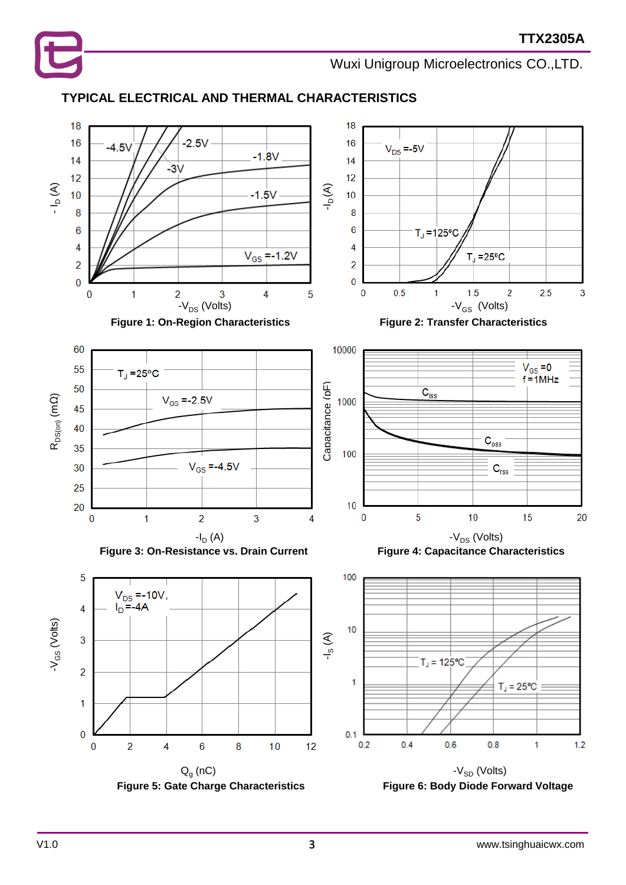## TYPICAL ELECTRICAL AND THERMAL CHARACTERISTICS

**Figure 1: On-Region Characteristics**

**Figure 2: Transfer Characteristics**

**Figure 3: On-Resistance vs. Drain Current**

**Figure 4: Capacitance Characteristics**

**Figure 5: Gate Charge Characteristics**

**Figure 6: Body Diode Forward Voltage**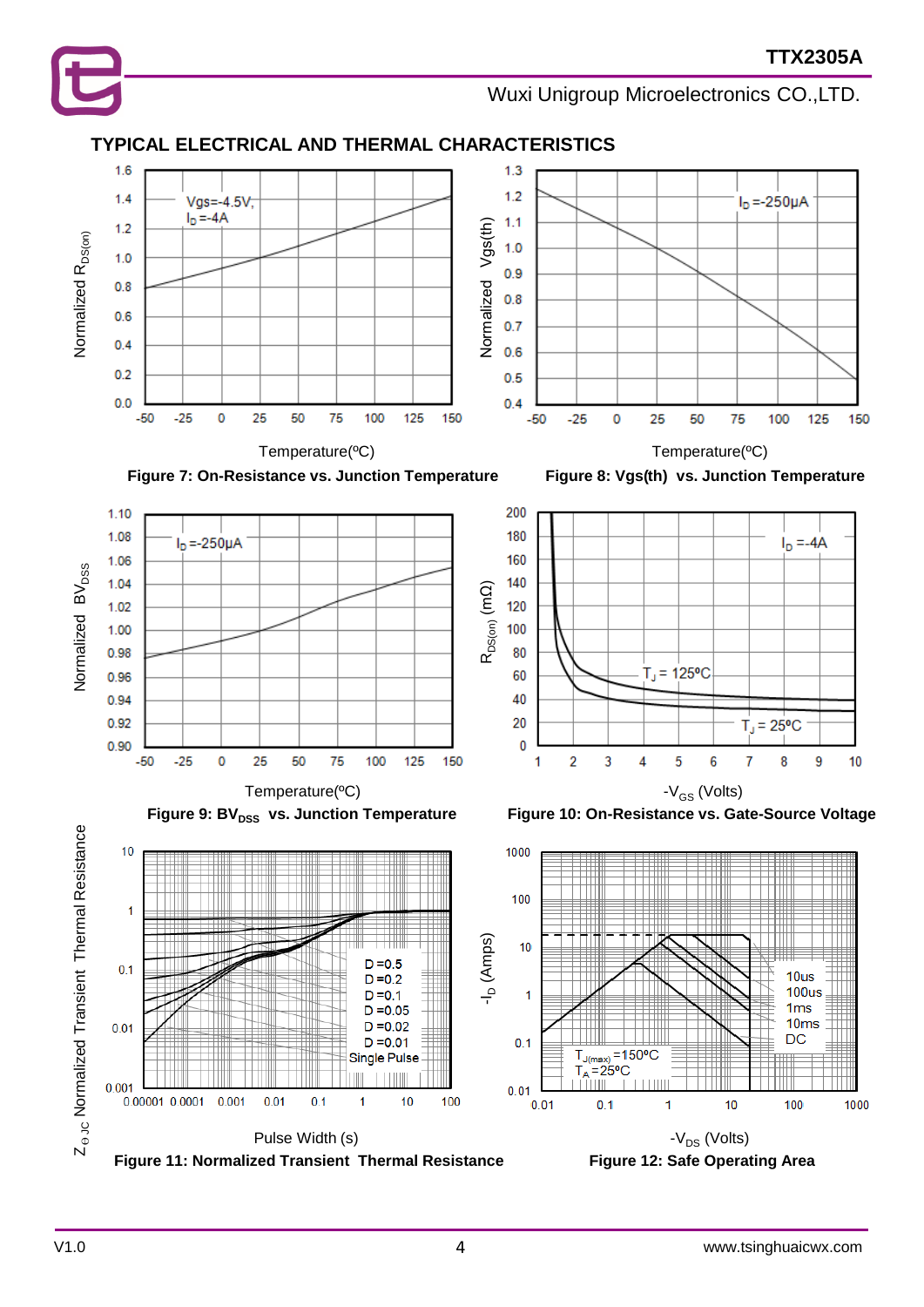## TYPICAL ELECTRICAL AND THERMAL CHARACTERISTICS

Figure 7: On-Resistance vs. Junction Temperature

Figure 8: Vgs(th) vs. Junction Temperature

Figure 9: $BV_{DSS}$ vs. Junction Temperature

Figure 10: On-Resistance vs. Gate-Source Voltage

Figure 11: Normalized Transient Thermal Resistance

Figure 12: Safe Operating Area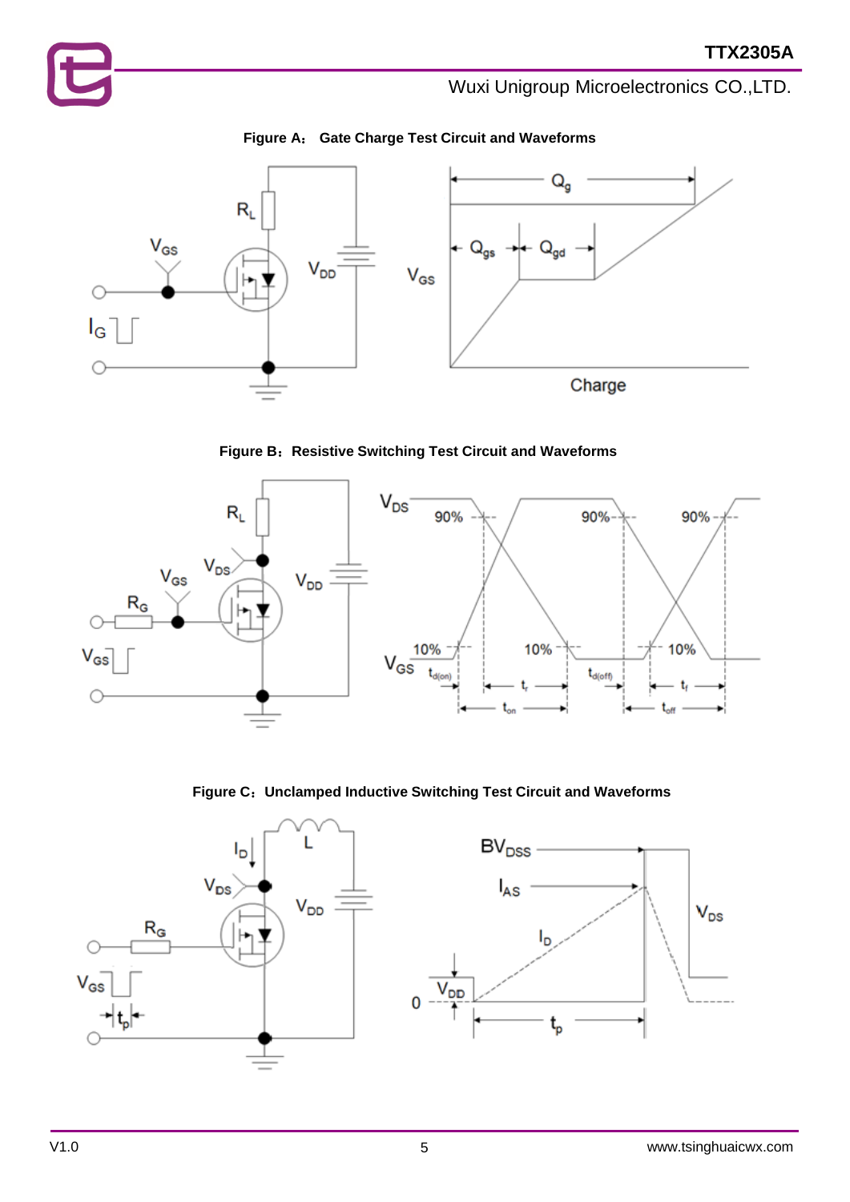**Figure A: Gate Charge Test Circuit and Waveforms**

**Figure B: Resistive Switching Test Circuit and Waveforms**

**Figure C: Unclamped Inductive Switching Test Circuit and Waveforms**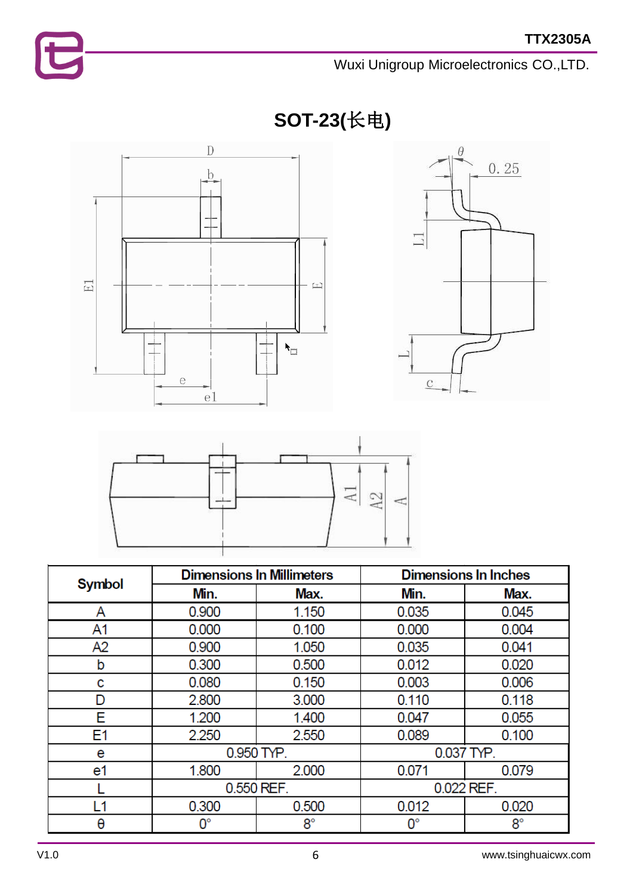# SOT-23(长电)

| Symbol | Dimensions In Millimeters | | Dimensions In Inches | |
|---|---|---|---|---|
| | Min. | Max. | Min. | Max. |
| A | 0.900 | 1.150 | 0.035 | 0.045 |
| A1 | 0.000 | 0.100 | 0.000 | 0.004 |
| A2 | 0.900 | 1.050 | 0.035 | 0.041 |
| b | 0.300 | 0.500 | 0.012 | 0.020 |
| c | 0.080 | 0.150 | 0.003 | 0.006 |
| D | 2.800 | 3.000 | 0.110 | 0.118 |
| E | 1.200 | 1.400 | 0.047 | 0.055 |
| E1 | 2.250 | 2.550 | 0.089 | 0.100 |
| e | 0.950 TYP. | | 0.037 TYP. | |
| e1 | 1.800 | 2.000 | 0.071 | 0.079 |
| L | 0.550 REF. | | 0.022 REF. | |
| L1 | 0.300 | 0.500 | 0.012 | 0.020 |
| θ | 0° | 8° | 0° | 8° |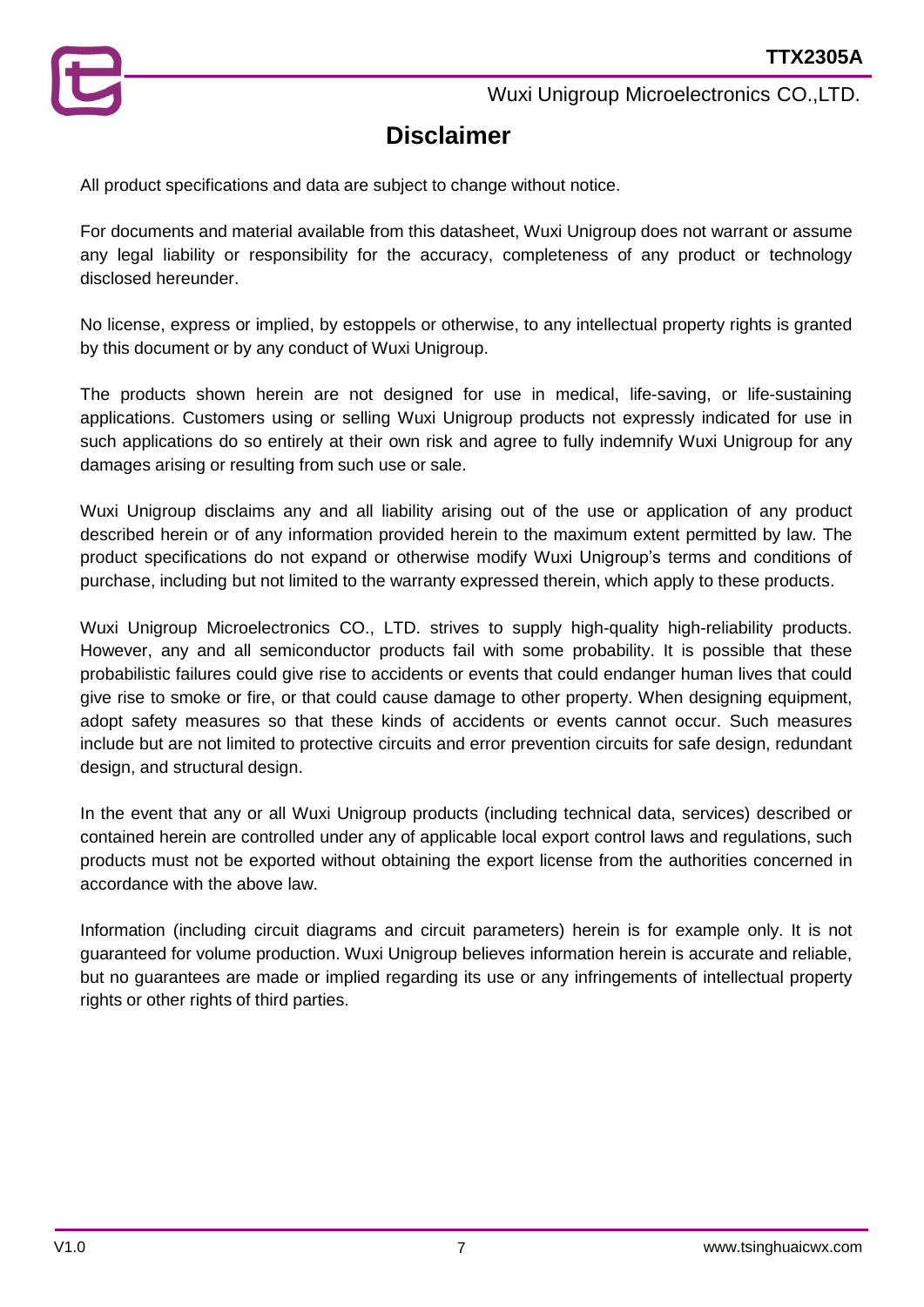# Disclaimer

All product specifications and data are subject to change without notice.

For documents and material available from this datasheet, Wuxi Unigroup does not warrant or assume any legal liability or responsibility for the accuracy, completeness of any product or technology disclosed hereunder.

No license, express or implied, by estoppels or otherwise, to any intellectual property rights is granted by this document or by any conduct of Wuxi Unigroup.

The products shown herein are not designed for use in medical, life-saving, or life-sustaining applications. Customers using or selling Wuxi Unigroup products not expressly indicated for use in such applications do so entirely at their own risk and agree to fully indemnify Wuxi Unigroup for any damages arising or resulting from such use or sale.

Wuxi Unigroup disclaims any and all liability arising out of the use or application of any product described herein or of any information provided herein to the maximum extent permitted by law. The product specifications do not expand or otherwise modify Wuxi Unigroup's terms and conditions of purchase, including but not limited to the warranty expressed therein, which apply to these products.

Wuxi Unigroup Microelectronics CO., LTD. strives to supply high-quality high-reliability products. However, any and all semiconductor products fail with some probability. It is possible that these probabilistic failures could give rise to accidents or events that could endanger human lives that could give rise to smoke or fire, or that could cause damage to other property. When designing equipment, adopt safety measures so that these kinds of accidents or events cannot occur. Such measures include but are not limited to protective circuits and error prevention circuits for safe design, redundant design, and structural design.

In the event that any or all Wuxi Unigroup products (including technical data, services) described or contained herein are controlled under any of applicable local export control laws and regulations, such products must not be exported without obtaining the export license from the authorities concerned in accordance with the above law.

Information (including circuit diagrams and circuit parameters) herein is for example only. It is not guaranteed for volume production. Wuxi Unigroup believes information herein is accurate and reliable, but no guarantees are made or implied regarding its use or any infringements of intellectual property rights or other rights of third parties.